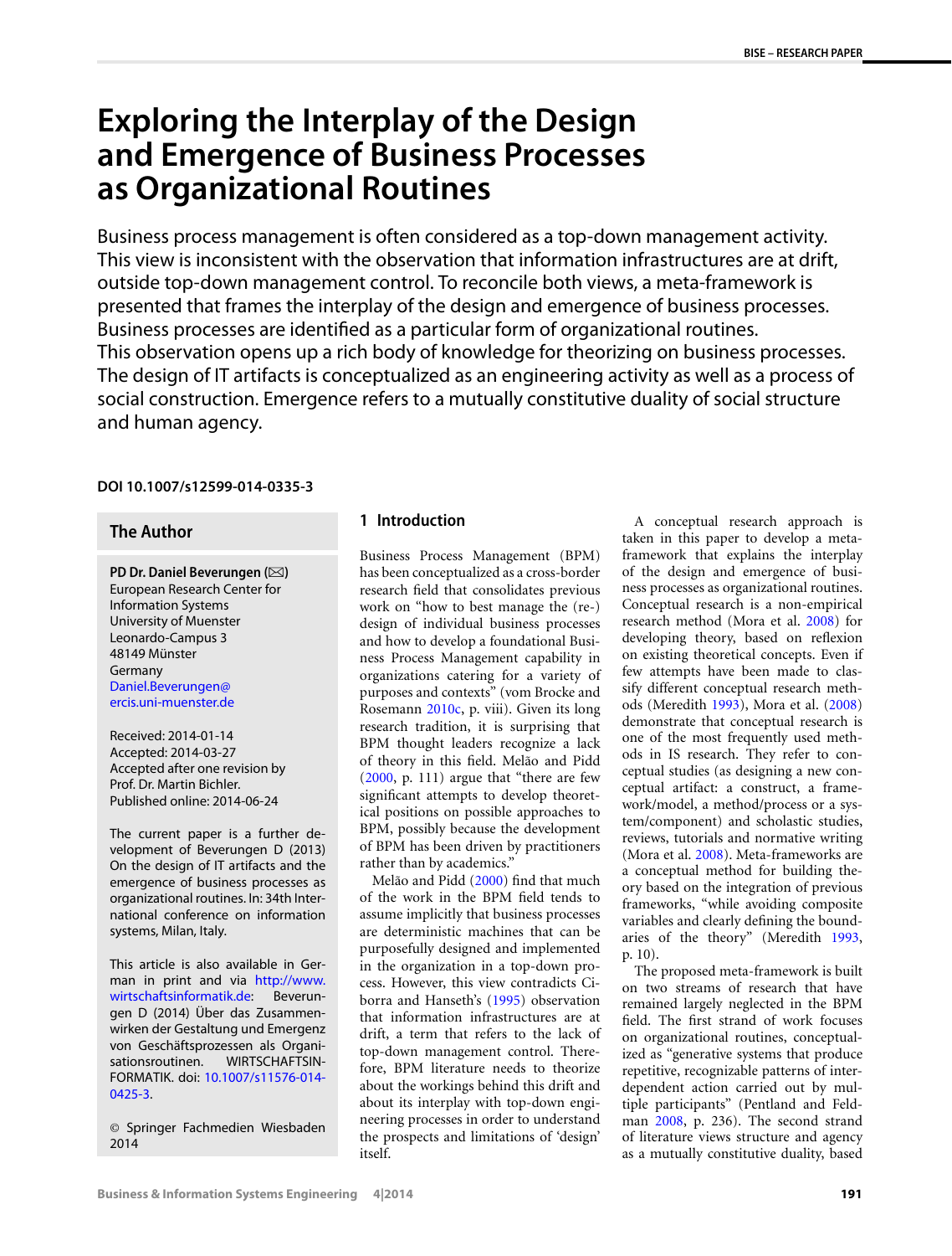# Exploring the Interplay of the Design and Emergence of Business Processes as Organizational Routines

Business process management is often considered as a top-down management activity. This view is inconsistent with the observation that information infrastructures are at drift, outside top-down management control. To reconcile both views, a meta-framework is presented that frames the interplay of the design and emergence of business processes. Business processes are identified as a particular form of organizational routines. This observation opens up a rich body of knowledge for theorizing on business processes. The design of IT artifacts is conceptualized as an engineering activity as well as a process of social construction. Emergence refers to a mutually constitutive duality of social structure and human agency.

**DOI 10.1007/s12599-014-0335-3**

## The Author

**PD Dr. Daniel Beverungen** (✉)
European Research Center for Information Systems
University of Muenster
Leonardo-Campus 3
48149 Münster
Germany
Daniel.Beverungen@ercis.uni-muenster.de

Received: 2014-01-14
Accepted: 2014-03-27
Accepted after one revision by Prof. Dr. Martin Bichler.
Published online: 2014-06-24

The current paper is a further development of Beverungen D (2013) On the design of IT artifacts and the emergence of business processes as organizational routines. In: 34th International conference on information systems, Milan, Italy.

This article is also available in German in print and via http://www.wirtschaftsinformatik.de: Beverungen D (2014) Über das Zusammenwirken der Gestaltung und Emergenz von Geschäftsprozessen als Organisationsroutinen. WIRTSCHAFTSINFORMATIK. doi: 10.1007/s11576-014-0425-3.

© Springer Fachmedien Wiesbaden 2014

## 1 Introduction

Business Process Management (BPM) has been conceptualized as a cross-border research field that consolidates previous work on "how to best manage the (re-) design of individual business processes and how to develop a foundational Business Process Management capability in organizations catering for a variety of purposes and contexts" (vom Brocke and Rosemann 2010c, p. viii). Given its long research tradition, it is surprising that BPM thought leaders recognize a lack of theory in this field. Melão and Pidd (2000, p. 111) argue that "there are few significant attempts to develop theoretical positions on possible approaches to BPM, possibly because the development of BPM has been driven by practitioners rather than by academics."

Melão and Pidd (2000) find that much of the work in the BPM field tends to assume implicitly that business processes are deterministic machines that can be purposefully designed and implemented in the organization in a top-down process. However, this view contradicts Ciborra and Hanseth's (1995) observation that information infrastructures are at drift, a term that refers to the lack of top-down management control. Therefore, BPM literature needs to theorize about the workings behind this drift and about its interplay with top-down engineering processes in order to understand the prospects and limitations of 'design' itself.

A conceptual research approach is taken in this paper to develop a meta-framework that explains the interplay of the design and emergence of business processes as organizational routines. Conceptual research is a non-empirical research method (Mora et al. 2008) for developing theory, based on reflexion on existing theoretical concepts. Even if few attempts have been made to classify different conceptual research methods (Meredith 1993), Mora et al. (2008) demonstrate that conceptual research is one of the most frequently used methods in IS research. They refer to conceptual studies (as designing a new conceptual artifact: a construct, a framework/model, a method/process or a system/component) and scholastic studies, reviews, tutorials and normative writing (Mora et al. 2008). Meta-frameworks are a conceptual method for building theory based on the integration of previous frameworks, "while avoiding composite variables and clearly defining the boundaries of the theory" (Meredith 1993, p. 10).

The proposed meta-framework is built on two streams of research that have remained largely neglected in the BPM field. The first strand of work focuses on organizational routines, conceptualized as "generative systems that produce repetitive, recognizable patterns of interdependent action carried out by multiple participants" (Pentland and Feldman 2008, p. 236). The second strand of literature views structure and agency as a mutually constitutive duality, based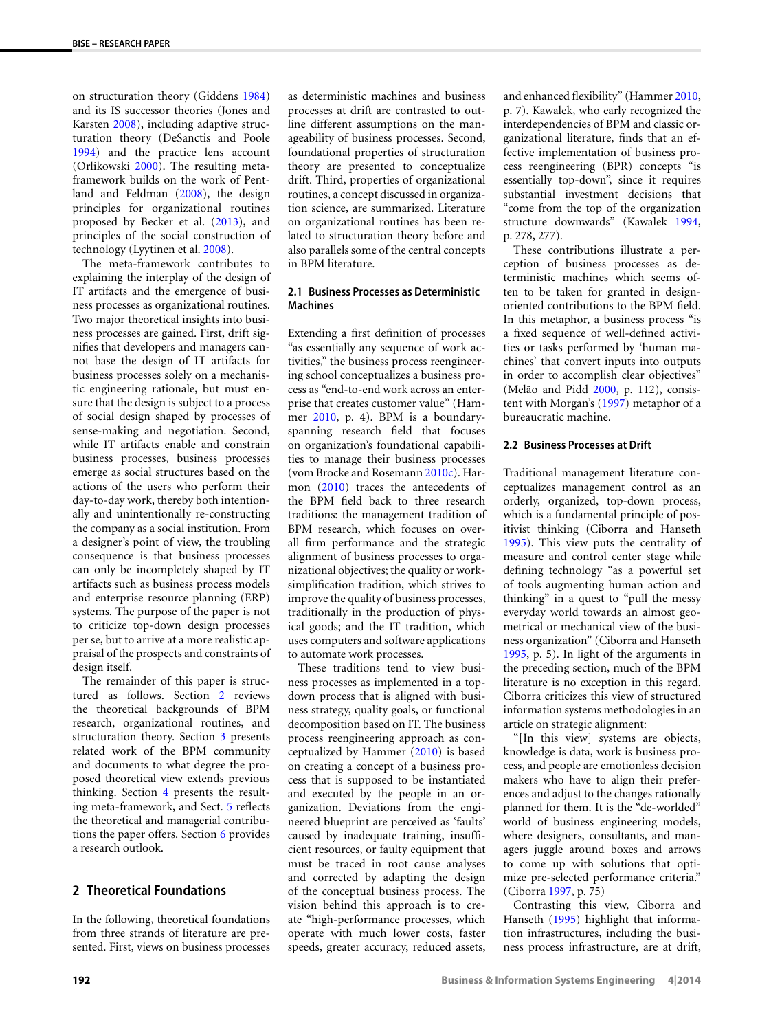on structuration theory (Giddens 1984) and its IS successor theories (Jones and Karsten 2008), including adaptive structuration theory (DeSanctis and Poole 1994) and the practice lens account (Orlikowski 2000). The resulting meta-framework builds on the work of Pentland and Feldman (2008), the design principles for organizational routines proposed by Becker et al. (2013), and principles of the social construction of technology (Lyytinen et al. 2008).

The meta-framework contributes to explaining the interplay of the design of IT artifacts and the emergence of business processes as organizational routines. Two major theoretical insights into business processes are gained. First, drift signifies that developers and managers cannot base the design of IT artifacts for business processes solely on a mechanistic engineering rationale, but must ensure that the design is subject to a process of social design shaped by processes of sense-making and negotiation. Second, while IT artifacts enable and constrain business processes, business processes emerge as social structures based on the actions of the users who perform their day-to-day work, thereby both intentionally and unintentionally re-constructing the company as a social institution. From a designer's point of view, the troubling consequence is that business processes can only be incompletely shaped by IT artifacts such as business process models and enterprise resource planning (ERP) systems. The purpose of the paper is not to criticize top-down design processes per se, but to arrive at a more realistic appraisal of the prospects and constraints of design itself.

The remainder of this paper is structured as follows. Section 2 reviews the theoretical backgrounds of BPM research, organizational routines, and structuration theory. Section 3 presents related work of the BPM community and documents to what degree the proposed theoretical view extends previous thinking. Section 4 presents the resulting meta-framework, and Sect. 5 reflects the theoretical and managerial contributions the paper offers. Section 6 provides a research outlook.

## 2 Theoretical Foundations

In the following, theoretical foundations from three strands of literature are presented. First, views on business processes as deterministic machines and business processes at drift are contrasted to outline different assumptions on the manageability of business processes. Second, foundational properties of structuration theory are presented to conceptualize drift. Third, properties of organizational routines, a concept discussed in organization science, are summarized. Literature on organizational routines has been related to structuration theory before and also parallels some of the central concepts in BPM literature.

### 2.1 Business Processes as Deterministic Machines

Extending a first definition of processes "as essentially any sequence of work activities," the business process reengineering school conceptualizes a business process as "end-to-end work across an enterprise that creates customer value" (Hammer 2010, p. 4). BPM is a boundary-spanning research field that focuses on organization's foundational capabilities to manage their business processes (vom Brocke and Rosemann 2010c). Harmon (2010) traces the antecedents of the BPM field back to three research traditions: the management tradition of BPM research, which focuses on overall firm performance and the strategic alignment of business processes to organizational objectives; the quality or work-simplification tradition, which strives to improve the quality of business processes, traditionally in the production of physical goods; and the IT tradition, which uses computers and software applications to automate work processes.

These traditions tend to view business processes as implemented in a top-down process that is aligned with business strategy, quality goals, or functional decomposition based on IT. The business process reengineering approach as conceptualized by Hammer (2010) is based on creating a concept of a business process that is supposed to be instantiated and executed by the people in an organization. Deviations from the engineered blueprint are perceived as 'faults' caused by inadequate training, insufficient resources, or faulty equipment that must be traced in root cause analyses and corrected by adapting the design of the conceptual business process. The vision behind this approach is to create "high-performance processes, which operate with much lower costs, faster speeds, greater accuracy, reduced assets, and enhanced flexibility" (Hammer 2010, p. 7). Kawalek, who early recognized the interdependencies of BPM and classic organizational literature, finds that an effective implementation of business process reengineering (BPR) concepts "is essentially top-down", since it requires substantial investment decisions that "come from the top of the organization structure downwards" (Kawalek 1994, p. 278, 277).

These contributions illustrate a perception of business processes as deterministic machines which seems often to be taken for granted in design-oriented contributions to the BPM field. In this metaphor, a business process "is a fixed sequence of well-defined activities or tasks performed by 'human machines' that convert inputs into outputs in order to accomplish clear objectives" (Melão and Pidd 2000, p. 112), consistent with Morgan's (1997) metaphor of a bureaucratic machine.

### 2.2 Business Processes at Drift

Traditional management literature conceptualizes management control as an orderly, organized, top-down process, which is a fundamental principle of positivist thinking (Ciborra and Hanseth 1995). This view puts the centrality of measure and control center stage while defining technology "as a powerful set of tools augmenting human action and thinking" in a quest to "pull the messy everyday world towards an almost geometrical or mechanical view of the business organization" (Ciborra and Hanseth 1995, p. 5). In light of the arguments in the preceding section, much of the BPM literature is no exception in this regard. Ciborra criticizes this view of structured information systems methodologies in an article on strategic alignment:

"[In this view] systems are objects, knowledge is data, work is business process, and people are emotionless decision makers who have to align their preferences and adjust to the changes rationally planned for them. It is the "de-worlded" world of business engineering models, where designers, consultants, and managers juggle around boxes and arrows to come up with solutions that optimize pre-selected performance criteria." (Ciborra 1997, p. 75)

Contrasting this view, Ciborra and Hanseth (1995) highlight that information infrastructures, including the business process infrastructure, are at drift,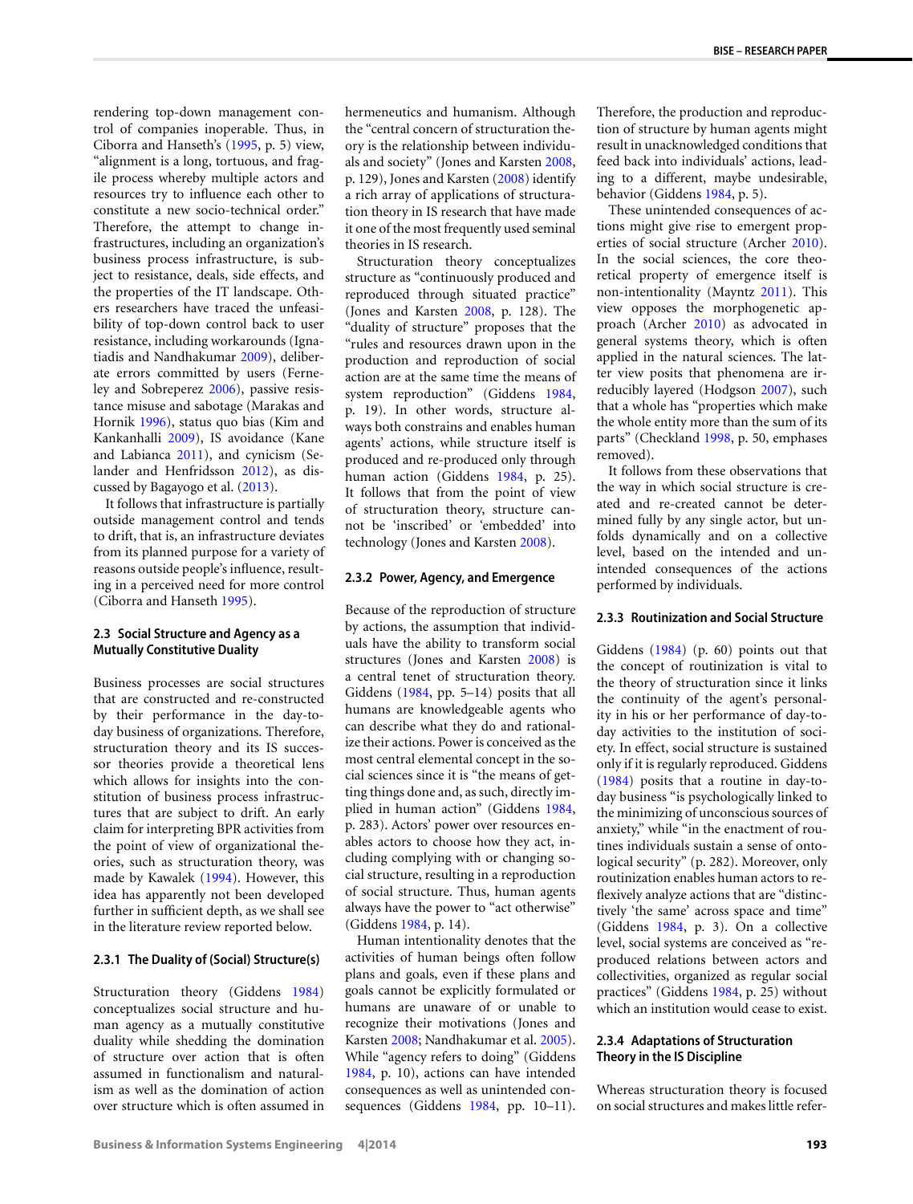rendering top-down management control of companies inoperable. Thus, in Ciborra and Hanseth's (1995, p. 5) view, "alignment is a long, tortuous, and fragile process whereby multiple actors and resources try to influence each other to constitute a new socio-technical order." Therefore, the attempt to change infrastructures, including an organization's business process infrastructure, is subject to resistance, deals, side effects, and the properties of the IT landscape. Others researchers have traced the unfeasibility of top-down control back to user resistance, including workarounds (Ignatiadis and Nandhakumar 2009), deliberate errors committed by users (Ferneley and Sobreperez 2006), passive resistance misuse and sabotage (Marakas and Hornik 1996), status quo bias (Kim and Kankanhalli 2009), IS avoidance (Kane and Labianca 2011), and cynicism (Selander and Henfridsson 2012), as discussed by Bagayogo et al. (2013).

It follows that infrastructure is partially outside management control and tends to drift, that is, an infrastructure deviates from its planned purpose for a variety of reasons outside people's influence, resulting in a perceived need for more control (Ciborra and Hanseth 1995).

## 2.3 Social Structure and Agency as a Mutually Constitutive Duality

Business processes are social structures that are constructed and re-constructed by their performance in the day-to-day business of organizations. Therefore, structuration theory and its IS successor theories provide a theoretical lens which allows for insights into the constitution of business process infrastructures that are subject to drift. An early claim for interpreting BPR activities from the point of view of organizational theories, such as structuration theory, was made by Kawalek (1994). However, this idea has apparently not been developed further in sufficient depth, as we shall see in the literature review reported below.

### 2.3.1 The Duality of (Social) Structure(s)

Structuration theory (Giddens 1984) conceptualizes social structure and human agency as a mutually constitutive duality while shedding the domination of structure over action that is often assumed in functionalism and naturalism as well as the domination of action over structure which is often assumed in hermeneutics and humanism. Although the "central concern of structuration theory is the relationship between individuals and society" (Jones and Karsten 2008, p. 129), Jones and Karsten (2008) identify a rich array of applications of structuration theory in IS research that have made it one of the most frequently used seminal theories in IS research.

Structuration theory conceptualizes structure as "continuously produced and reproduced through situated practice" (Jones and Karsten 2008, p. 128). The "duality of structure" proposes that the "rules and resources drawn upon in the production and reproduction of social action are at the same time the means of system reproduction" (Giddens 1984, p. 19). In other words, structure always both constrains and enables human agents' actions, while structure itself is produced and re-produced only through human action (Giddens 1984, p. 25). It follows that from the point of view of structuration theory, structure cannot be 'inscribed' or 'embedded' into technology (Jones and Karsten 2008).

### 2.3.2 Power, Agency, and Emergence

Because of the reproduction of structure by actions, the assumption that individuals have the ability to transform social structures (Jones and Karsten 2008) is a central tenet of structuration theory. Giddens (1984, pp. 5–14) posits that all humans are knowledgeable agents who can describe what they do and rationalize their actions. Power is conceived as the most central elemental concept in the social sciences since it is "the means of getting things done and, as such, directly implied in human action" (Giddens 1984, p. 283). Actors' power over resources enables actors to choose how they act, including complying with or changing social structure, resulting in a reproduction of social structure. Thus, human agents always have the power to "act otherwise" (Giddens 1984, p. 14).

Human intentionality denotes that the activities of human beings often follow plans and goals, even if these plans and goals cannot be explicitly formulated or humans are unaware of or unable to recognize their motivations (Jones and Karsten 2008; Nandhakumar et al. 2005). While "agency refers to doing" (Giddens 1984, p. 10), actions can have intended consequences as well as unintended consequences (Giddens 1984, pp. 10–11). Therefore, the production and reproduction of structure by human agents might result in unacknowledged conditions that feed back into individuals' actions, leading to a different, maybe undesirable, behavior (Giddens 1984, p. 5).

These unintended consequences of actions might give rise to emergent properties of social structure (Archer 2010). In the social sciences, the core theoretical property of emergence itself is non-intentionality (Mayntz 2011). This view opposes the morphogenetic approach (Archer 2010) as advocated in general systems theory, which is often applied in the natural sciences. The latter view posits that phenomena are irreducibly layered (Hodgson 2007), such that a whole has "properties which make the whole entity more than the sum of its parts" (Checkland 1998, p. 50, emphases removed).

It follows from these observations that the way in which social structure is created and re-created cannot be determined fully by any single actor, but unfolds dynamically and on a collective level, based on the intended and unintended consequences of the actions performed by individuals.

### 2.3.3 Routinization and Social Structure

Giddens (1984) (p. 60) points out that the concept of routinization is vital to the theory of structuration since it links the continuity of the agent's personality in his or her performance of day-to-day activities to the institution of society. In effect, social structure is sustained only if it is regularly reproduced. Giddens (1984) posits that a routine in day-to-day business "is psychologically linked to the minimizing of unconscious sources of anxiety," while "in the enactment of routines individuals sustain a sense of ontological security" (p. 282). Moreover, only routinization enables human actors to reflexively analyze actions that are "distinctively 'the same' across space and time" (Giddens 1984, p. 3). On a collective level, social systems are conceived as "reproduced relations between actors and collectivities, organized as regular social practices" (Giddens 1984, p. 25) without which an institution would cease to exist.

### 2.3.4 Adaptations of Structuration Theory in the IS Discipline

Whereas structuration theory is focused on social structures and makes little refer-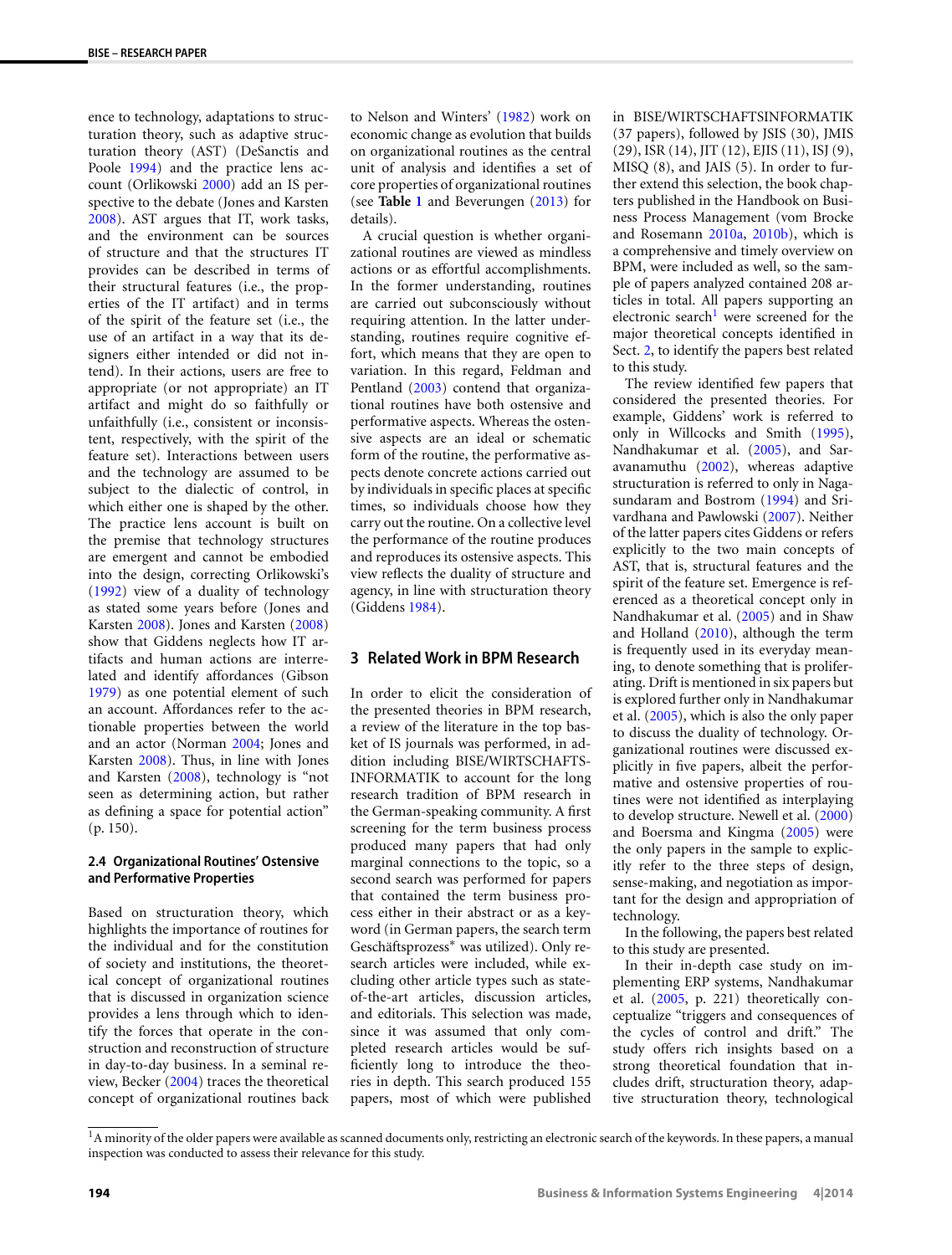ence to technology, adaptations to structuration theory, such as adaptive structuration theory (AST) (DeSanctis and Poole 1994) and the practice lens account (Orlikowski 2000) add an IS perspective to the debate (Jones and Karsten 2008). AST argues that IT, work tasks, and the environment can be sources of structure and that the structures IT provides can be described in terms of their structural features (i.e., the properties of the IT artifact) and in terms of the spirit of the feature set (i.e., the use of an artifact in a way that its designers either intended or did not intend). In their actions, users are free to appropriate (or not appropriate) an IT artifact and might do so faithfully or unfaithfully (i.e., consistent or inconsistent, respectively, with the spirit of the feature set). Interactions between users and the technology are assumed to be subject to the dialectic of control, in which either one is shaped by the other. The practice lens account is built on the premise that technology structures are emergent and cannot be embodied into the design, correcting Orlikowski's (1992) view of a duality of technology as stated some years before (Jones and Karsten 2008). Jones and Karsten (2008) show that Giddens neglects how IT artifacts and human actions are interrelated and identify affordances (Gibson 1979) as one potential element of such an account. Affordances refer to the actionable properties between the world and an actor (Norman 2004; Jones and Karsten 2008). Thus, in line with Jones and Karsten (2008), technology is "not seen as determining action, but rather as defining a space for potential action" (p. 150).

### 2.4 Organizational Routines' Ostensive and Performative Properties

Based on structuration theory, which highlights the importance of routines for the individual and for the constitution of society and institutions, the theoretical concept of organizational routines that is discussed in organization science provides a lens through which to identify the forces that operate in the construction and reconstruction of structure in day-to-day business. In a seminal review, Becker (2004) traces the theoretical concept of organizational routines back to Nelson and Winters' (1982) work on economic change as evolution that builds on organizational routines as the central unit of analysis and identifies a set of core properties of organizational routines (see **Table 1** and Beverungen (2013) for details).

A crucial question is whether organizational routines are viewed as mindless actions or as effortful accomplishments. In the former understanding, routines are carried out subconsciously without requiring attention. In the latter understanding, routines require cognitive effort, which means that they are open to variation. In this regard, Feldman and Pentland (2003) contend that organizational routines have both ostensive and performative aspects. Whereas the ostensive aspects are an ideal or schematic form of the routine, the performative aspects denote concrete actions carried out by individuals in specific places at specific times, so individuals choose how they carry out the routine. On a collective level the performance of the routine produces and reproduces its ostensive aspects. This view reflects the duality of structure and agency, in line with structuration theory (Giddens 1984).

## 3 Related Work in BPM Research

In order to elicit the consideration of the presented theories in BPM research, a review of the literature in the top basket of IS journals was performed, in addition including BISE/WIRTSCHAFTSINFORMATIK to account for the long research tradition of BPM research in the German-speaking community. A first screening for the term business process produced many papers that had only marginal connections to the topic, so a second search was performed for papers that contained the term business process either in their abstract or as a keyword (in German papers, the search term Geschäftsprozess* was utilized). Only research articles were included, while excluding other article types such as state-of-the-art articles, discussion articles, and editorials. This selection was made, since it was assumed that only completed research articles would be sufficiently long to introduce the theories in depth. This search produced 155 papers, most of which were published in BISE/WIRTSCHAFTSINFORMATIK (37 papers), followed by JSIS (30), JMIS (29), ISR (14), JIT (12), EJIS (11), ISJ (9), MISQ (8), and JAIS (5). In order to further extend this selection, the book chapters published in the Handbook on Business Process Management (vom Brocke and Rosemann 2010a, 2010b), which is a comprehensive and timely overview on BPM, were included as well, so the sample of papers analyzed contained 208 articles in total. All papers supporting an electronic search[1] were screened for the major theoretical concepts identified in Sect. 2, to identify the papers best related to this study.

The review identified few papers that considered the presented theories. For example, Giddens' work is referred to only in Willcocks and Smith (1995), Nandhakumar et al. (2005), and Saravanamuthu (2002), whereas adaptive structuration is referred to only in Nagasundaram and Bostrom (1994) and Srivardhana and Pawlowski (2007). Neither of the latter papers cites Giddens or refers explicitly to the two main concepts of AST, that is, structural features and the spirit of the feature set. Emergence is referenced as a theoretical concept only in Nandhakumar et al. (2005) and in Shaw and Holland (2010), although the term is frequently used in its everyday meaning, to denote something that is proliferating. Drift is mentioned in six papers but is explored further only in Nandhakumar et al. (2005), which is also the only paper to discuss the duality of technology. Organizational routines were discussed explicitly in five papers, albeit the performative and ostensive properties of routines were not identified as interplaying to develop structure. Newell et al. (2000) and Boersma and Kingma (2005) were the only papers in the sample to explicitly refer to the three steps of design, sense-making, and negotiation as important for the design and appropriation of technology.

In the following, the papers best related to this study are presented.

In their in-depth case study on implementing ERP systems, Nandhakumar et al. (2005, p. 221) theoretically conceptualize "triggers and consequences of the cycles of control and drift." The study offers rich insights based on a strong theoretical foundation that includes drift, structuration theory, adaptive structuration theory, technological

[1] A minority of the older papers were available as scanned documents only, restricting an electronic search of the keywords. In these papers, a manual inspection was conducted to assess their relevance for this study.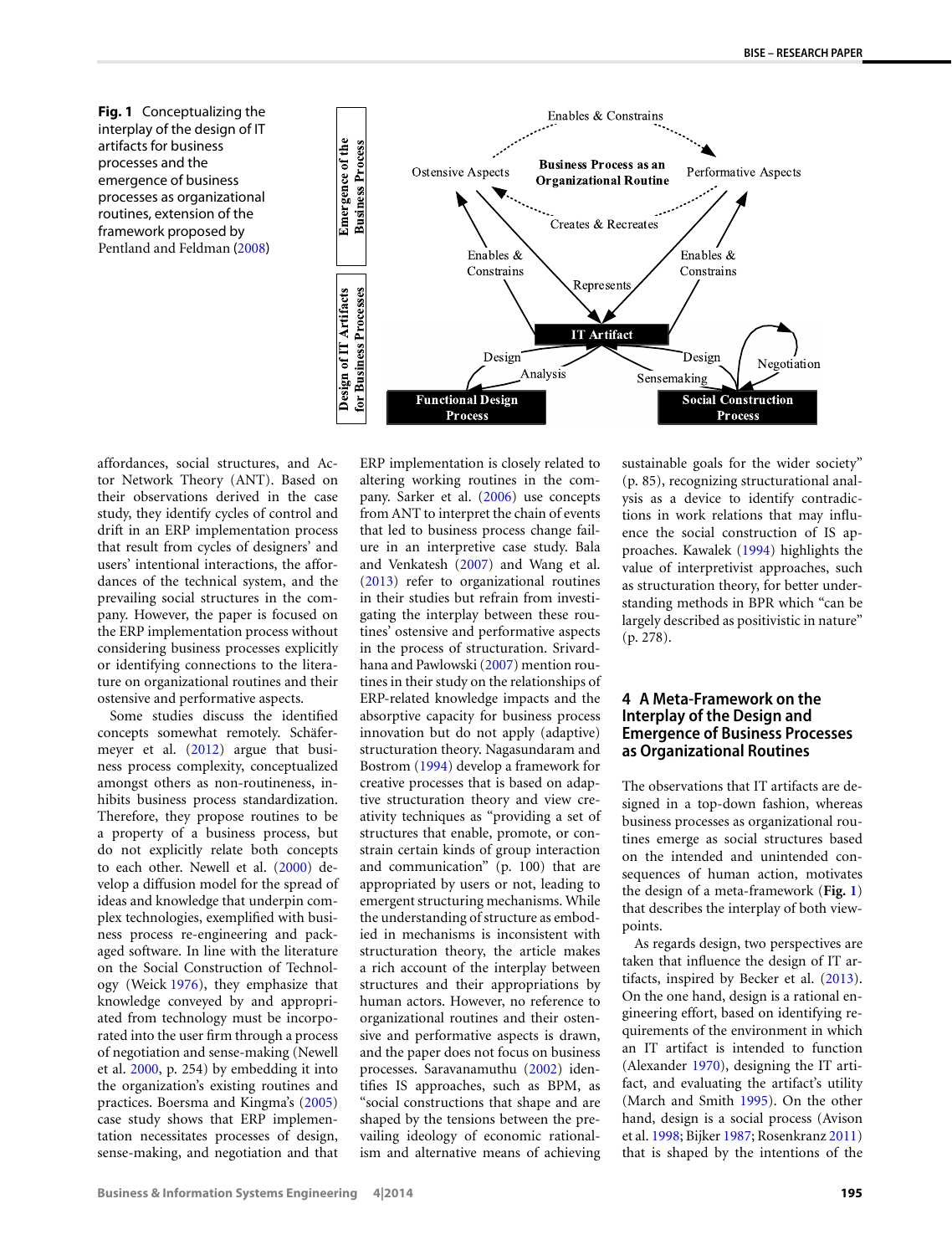**Fig. 1** Conceptualizing the interplay of the design of IT artifacts for business processes and the emergence of business processes as organizational routines, extension of the framework proposed by Pentland and Feldman (2008)

affordances, social structures, and Actor Network Theory (ANT). Based on their observations derived in the case study, they identify cycles of control and drift in an ERP implementation process that result from cycles of designers' and users' intentional interactions, the affordances of the technical system, and the prevailing social structures in the company. However, the paper is focused on the ERP implementation process without considering business processes explicitly or identifying connections to the literature on organizational routines and their ostensive and performative aspects.

Some studies discuss the identified concepts somewhat remotely. Schäfermeyer et al. (2012) argue that business process complexity, conceptualized amongst others as non-routineness, inhibits business process standardization. Therefore, they propose routines to be a property of a business process, but do not explicitly relate both concepts to each other. Newell et al. (2000) develop a diffusion model for the spread of ideas and knowledge that underpin complex technologies, exemplified with business process re-engineering and packaged software. In line with the literature on the Social Construction of Technology (Weick 1976), they emphasize that knowledge conveyed by and appropriated from technology must be incorporated into the user firm through a process of negotiation and sense-making (Newell et al. 2000, p. 254) by embedding it into the organization's existing routines and practices. Boersma and Kingma's (2005) case study shows that ERP implementation necessitates processes of design, sense-making, and negotiation and that ERP implementation is closely related to altering working routines in the company. Sarker et al. (2006) use concepts from ANT to interpret the chain of events that led to business process change failure in an interpretive case study. Bala and Venkatesh (2007) and Wang et al. (2013) refer to organizational routines in their studies but refrain from investigating the interplay between these routines' ostensive and performative aspects in the process of structuration. Srivardhana and Pawlowski (2007) mention routines in their study on the relationships of ERP-related knowledge impacts and the absorptive capacity for business process innovation but do not apply (adaptive) structuration theory. Nagasundaram and Bostrom (1994) develop a framework for creative processes that is based on adaptive structuration theory and view creativity techniques as "providing a set of structures that enable, promote, or constrain certain kinds of group interaction and communication" (p. 100) that are appropriated by users or not, leading to emergent structuring mechanisms. While the understanding of structure as embodied in mechanisms is inconsistent with structuration theory, the article makes a rich account of the interplay between structures and their appropriations by human actors. However, no reference to organizational routines and their ostensive and performative aspects is drawn, and the paper does not focus on business processes. Saravanamuthu (2002) identifies IS approaches, such as BPM, as "social constructions that shape and are shaped by the tensions between the prevailing ideology of economic rationalism and alternative means of achieving sustainable goals for the wider society" (p. 85), recognizing structurational analysis as a device to identify contradictions in work relations that may influence the social construction of IS approaches. Kawalek (1994) highlights the value of interpretivist approaches, such as structuration theory, for better understanding methods in BPR which "can be largely described as positivistic in nature" (p. 278).

## 4 A Meta-Framework on the Interplay of the Design and Emergence of Business Processes as Organizational Routines

The observations that IT artifacts are designed in a top-down fashion, whereas business processes as organizational routines emerge as social structures based on the intended and unintended consequences of human action, motivates the design of a meta-framework (**Fig. 1**) that describes the interplay of both viewpoints.

As regards design, two perspectives are taken that influence the design of IT artifacts, inspired by Becker et al. (2013). On the one hand, design is a rational engineering effort, based on identifying requirements of the environment in which an IT artifact is intended to function (Alexander 1970), designing the IT artifact, and evaluating the artifact's utility (March and Smith 1995). On the other hand, design is a social process (Avison et al. 1998; Bijker 1987; Rosenkranz 2011) that is shaped by the intentions of the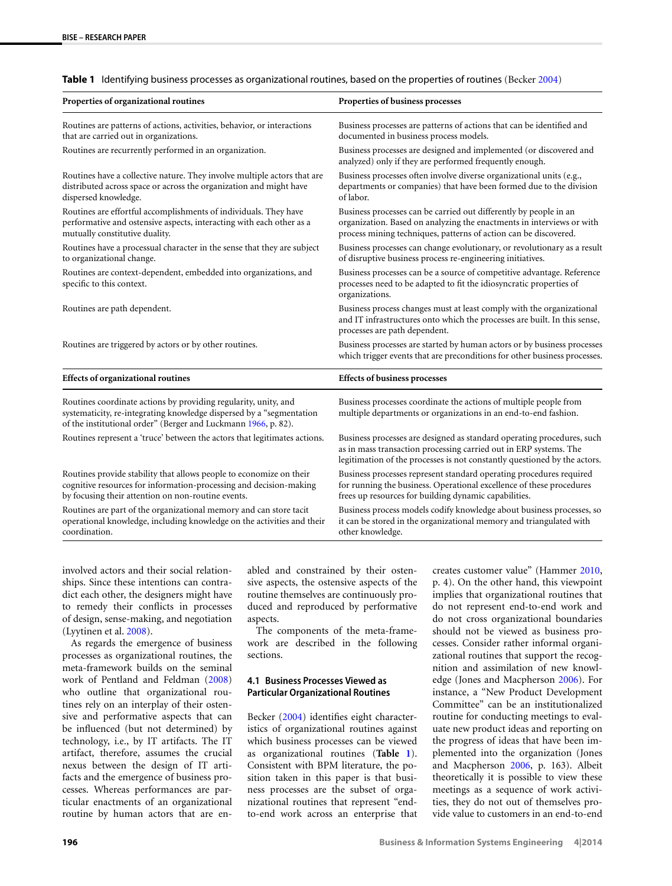**Table 1** Identifying business processes as organizational routines, based on the properties of routines (Becker 2004)

| Properties of organizational routines | Properties of business processes |
|---|---|
| Routines are patterns of actions, activities, behavior, or interactions that are carried out in organizations. | Business processes are patterns of actions that can be identified and documented in business process models. |
| Routines are recurrently performed in an organization. | Business processes are designed and implemented (or discovered and analyzed) only if they are performed frequently enough. |
| Routines have a collective nature. They involve multiple actors that are distributed across space or across the organization and might have dispersed knowledge. | Business processes often involve diverse organizational units (e.g., departments or companies) that have been formed due to the division of labor. |
| Routines are effortful accomplishments of individuals. They have performative and ostensive aspects, interacting with each other as a mutually constitutive duality. | Business processes can be carried out differently by people in an organization. Based on analyzing the enactments in interviews or with process mining techniques, patterns of action can be discovered. |
| Routines have a processual character in the sense that they are subject to organizational change. | Business processes can change evolutionary, or revolutionary as a result of disruptive business process re-engineering initiatives. |
| Routines are context-dependent, embedded into organizations, and specific to this context. | Business processes can be a source of competitive advantage. Reference processes need to be adapted to fit the idiosyncratic properties of organizations. |
| Routines are path dependent. | Business process changes must at least comply with the organizational and IT infrastructures onto which the processes are built. In this sense, processes are path dependent. |
| Routines are triggered by actors or by other routines. | Business processes are started by human actors or by business processes which trigger events that are preconditions for other business processes. |
| **Effects of organizational routines** | **Effects of business processes** |
| Routines coordinate actions by providing regularity, unity, and systematicity, re-integrating knowledge dispersed by a "segmentation of the institutional order" (Berger and Luckmann 1966, p. 82). | Business processes coordinate the actions of multiple people from multiple departments or organizations in an end-to-end fashion. |
| Routines represent a 'truce' between the actors that legitimates actions. | Business processes are designed as standard operating procedures, such as in mass transaction processing carried out in ERP systems. The legitimation of the processes is not constantly questioned by the actors. |
| Routines provide stability that allows people to economize on their cognitive resources for information-processing and decision-making by focusing their attention on non-routine events. | Business processes represent standard operating procedures required for running the business. Operational excellence of these procedures frees up resources for building dynamic capabilities. |
| Routines are part of the organizational memory and can store tacit operational knowledge, including knowledge on the activities and their coordination. | Business process models codify knowledge about business processes, so it can be stored in the organizational memory and triangulated with other knowledge. |

involved actors and their social relationships. Since these intentions can contradict each other, the designers might have to remedy their conflicts in processes of design, sense-making, and negotiation (Lyytinen et al. 2008).

As regards the emergence of business processes as organizational routines, the meta-framework builds on the seminal work of Pentland and Feldman (2008) who outline that organizational routines rely on an interplay of their ostensive and performative aspects that can be influenced (but not determined) by technology, i.e., by IT artifacts. The IT artifact, therefore, assumes the crucial nexus between the design of IT artifacts and the emergence of business processes. Whereas performances are particular enactments of an organizational routine by human actors that are enabled and constrained by their ostensive aspects, the ostensive aspects of the routine themselves are continuously produced and reproduced by performative aspects.

The components of the meta-framework are described in the following sections.

### 4.1 Business Processes Viewed as Particular Organizational Routines

Becker (2004) identifies eight characteristics of organizational routines against which business processes can be viewed as organizational routines (**Table 1**). Consistent with BPM literature, the position taken in this paper is that business processes are the subset of organizational routines that represent "end-to-end work across an enterprise that creates customer value" (Hammer 2010, p. 4). On the other hand, this viewpoint implies that organizational routines that do not represent end-to-end work and do not cross organizational boundaries should not be viewed as business processes. Consider rather informal organizational routines that support the recognition and assimilation of new knowledge (Jones and Macpherson 2006). For instance, a "New Product Development Committee" can be an institutionalized routine for conducting meetings to evaluate new product ideas and reporting on the progress of ideas that have been implemented into the organization (Jones and Macpherson 2006, p. 163). Albeit theoretically it is possible to view these meetings as a sequence of work activities, they do not out of themselves provide value to customers in an end-to-end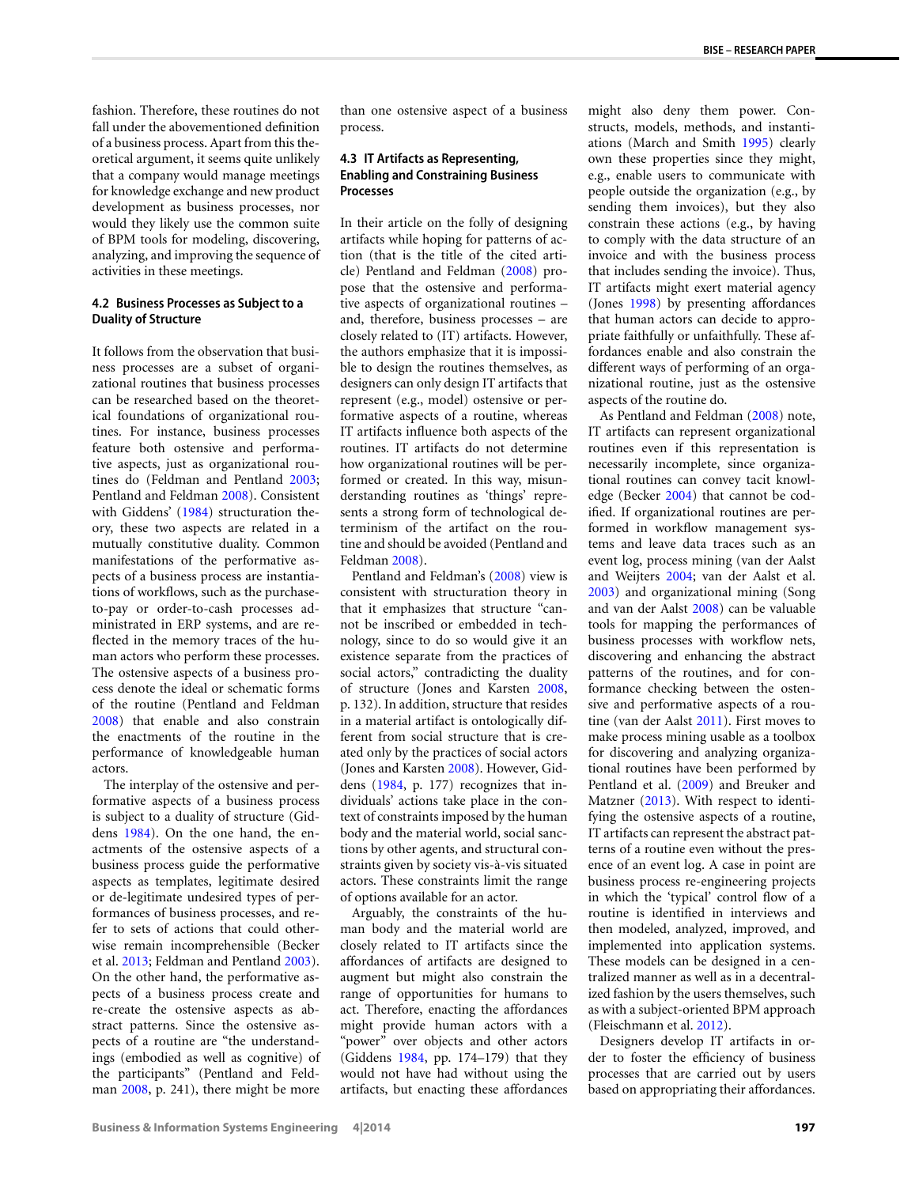fashion. Therefore, these routines do not fall under the abovementioned definition of a business process. Apart from this theoretical argument, it seems quite unlikely that a company would manage meetings for knowledge exchange and new product development as business processes, nor would they likely use the common suite of BPM tools for modeling, discovering, analyzing, and improving the sequence of activities in these meetings.

### 4.2 Business Processes as Subject to a Duality of Structure

It follows from the observation that business processes are a subset of organizational routines that business processes can be researched based on the theoretical foundations of organizational routines. For instance, business processes feature both ostensive and performative aspects, just as organizational routines do (Feldman and Pentland 2003; Pentland and Feldman 2008). Consistent with Giddens' (1984) structuration theory, these two aspects are related in a mutually constitutive duality. Common manifestations of the performative aspects of a business process are instantiations of workflows, such as the purchase-to-pay or order-to-cash processes administrated in ERP systems, and are reflected in the memory traces of the human actors who perform these processes. The ostensive aspects of a business process denote the ideal or schematic forms of the routine (Pentland and Feldman 2008) that enable and also constrain the enactments of the routine in the performance of knowledgeable human actors.

The interplay of the ostensive and performative aspects of a business process is subject to a duality of structure (Giddens 1984). On the one hand, the enactments of the ostensive aspects of a business process guide the performative aspects as templates, legitimate desired or de-legitimate undesired types of performances of business processes, and refer to sets of actions that could otherwise remain incomprehensible (Becker et al. 2013; Feldman and Pentland 2003). On the other hand, the performative aspects of a business process create and re-create the ostensive aspects as abstract patterns. Since the ostensive aspects of a routine are "the understandings (embodied as well as cognitive) of the participants" (Pentland and Feldman 2008, p. 241), there might be more than one ostensive aspect of a business process.

### 4.3 IT Artifacts as Representing, Enabling and Constraining Business Processes

In their article on the folly of designing artifacts while hoping for patterns of action (that is the title of the cited article) Pentland and Feldman (2008) propose that the ostensive and performative aspects of organizational routines – and, therefore, business processes – are closely related to (IT) artifacts. However, the authors emphasize that it is impossible to design the routines themselves, as designers can only design IT artifacts that represent (e.g., model) ostensive or performative aspects of a routine, whereas IT artifacts influence both aspects of the routines. IT artifacts do not determine how organizational routines will be performed or created. In this way, misunderstanding routines as 'things' represents a strong form of technological determinism of the artifact on the routine and should be avoided (Pentland and Feldman 2008).

Pentland and Feldman's (2008) view is consistent with structuration theory in that it emphasizes that structure "cannot be inscribed or embedded in technology, since to do so would give it an existence separate from the practices of social actors," contradicting the duality of structure (Jones and Karsten 2008, p. 132). In addition, structure that resides in a material artifact is ontologically different from social structure that is created only by the practices of social actors (Jones and Karsten 2008). However, Giddens (1984, p. 177) recognizes that individuals' actions take place in the context of constraints imposed by the human body and the material world, social sanctions by other agents, and structural constraints given by society vis-à-vis situated actors. These constraints limit the range of options available for an actor.

Arguably, the constraints of the human body and the material world are closely related to IT artifacts since the affordances of artifacts are designed to augment but might also constrain the range of opportunities for humans to act. Therefore, enacting the affordances might provide human actors with a "power" over objects and other actors (Giddens 1984, pp. 174–179) that they would not have had without using the artifacts, but enacting these affordances might also deny them power. Constructs, models, methods, and instantiations (March and Smith 1995) clearly own these properties since they might, e.g., enable users to communicate with people outside the organization (e.g., by sending them invoices), but they also constrain these actions (e.g., by having to comply with the data structure of an invoice and with the business process that includes sending the invoice). Thus, IT artifacts might exert material agency (Jones 1998) by presenting affordances that human actors can decide to appropriate faithfully or unfaithfully. These affordances enable and also constrain the different ways of performing of an organizational routine, just as the ostensive aspects of the routine do.

As Pentland and Feldman (2008) note, IT artifacts can represent organizational routines even if this representation is necessarily incomplete, since organizational routines can convey tacit knowledge (Becker 2004) that cannot be codified. If organizational routines are performed in workflow management systems and leave data traces such as an event log, process mining (van der Aalst and Weijters 2004; van der Aalst et al. 2003) and organizational mining (Song and van der Aalst 2008) can be valuable tools for mapping the performances of business processes with workflow nets, discovering and enhancing the abstract patterns of the routines, and for conformance checking between the ostensive and performative aspects of a routine (van der Aalst 2011). First moves to make process mining usable as a toolbox for discovering and analyzing organizational routines have been performed by Pentland et al. (2009) and Breuker and Matzner (2013). With respect to identifying the ostensive aspects of a routine, IT artifacts can represent the abstract patterns of a routine even without the presence of an event log. A case in point are business process re-engineering projects in which the 'typical' control flow of a routine is identified in interviews and then modeled, analyzed, improved, and implemented into application systems. These models can be designed in a centralized manner as well as in a decentralized fashion by the users themselves, such as with a subject-oriented BPM approach (Fleischmann et al. 2012).

Designers develop IT artifacts in order to foster the efficiency of business processes that are carried out by users based on appropriating their affordances.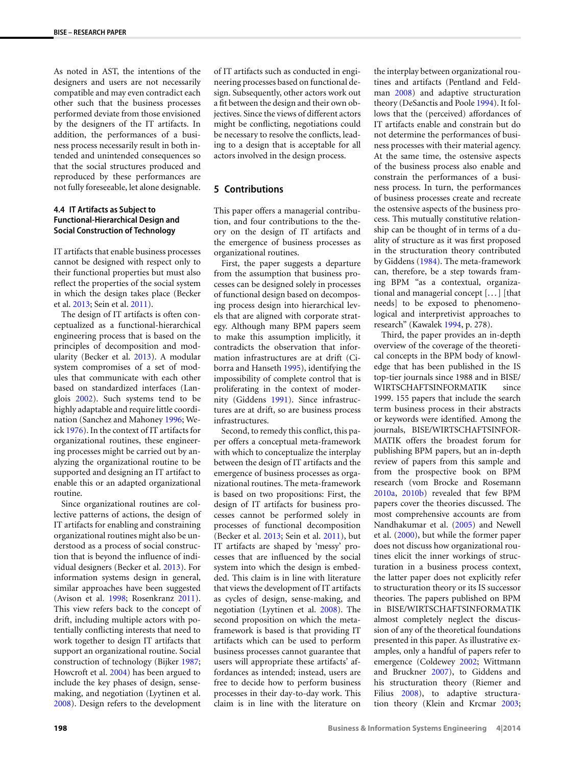As noted in AST, the intentions of the designers and users are not necessarily compatible and may even contradict each other such that the business processes performed deviate from those envisioned by the designers of the IT artifacts. In addition, the performances of a business process necessarily result in both intended and unintended consequences so that the social structures produced and reproduced by these performances are not fully foreseeable, let alone designable.

### 4.4 IT Artifacts as Subject to Functional-Hierarchical Design and Social Construction of Technology

IT artifacts that enable business processes cannot be designed with respect only to their functional properties but must also reflect the properties of the social system in which the design takes place (Becker et al. 2013; Sein et al. 2011).

The design of IT artifacts is often conceptualized as a functional-hierarchical engineering process that is based on the principles of decomposition and modularity (Becker et al. 2013). A modular system compromises of a set of modules that communicate with each other based on standardized interfaces (Langlois 2002). Such systems tend to be highly adaptable and require little coordination (Sanchez and Mahoney 1996; Weick 1976). In the context of IT artifacts for organizational routines, these engineering processes might be carried out by analyzing the organizational routine to be supported and designing an IT artifact to enable this or an adapted organizational routine.

Since organizational routines are collective patterns of actions, the design of IT artifacts for enabling and constraining organizational routines might also be understood as a process of social construction that is beyond the influence of individual designers (Becker et al. 2013). For information systems design in general, similar approaches have been suggested (Avison et al. 1998; Rosenkranz 2011). This view refers back to the concept of drift, including multiple actors with potentially conflicting interests that need to work together to design IT artifacts that support an organizational routine. Social construction of technology (Bijker 1987; Howcroft et al. 2004) has been argued to include the key phases of design, sense-making, and negotiation (Lyytinen et al. 2008). Design refers to the development of IT artifacts such as conducted in engineering processes based on functional design. Subsequently, other actors work out a fit between the design and their own objectives. Since the views of different actors might be conflicting, negotiations could be necessary to resolve the conflicts, leading to a design that is acceptable for all actors involved in the design process.

## 5 Contributions

This paper offers a managerial contribution, and four contributions to the theory on the design of IT artifacts and the emergence of business processes as organizational routines.

First, the paper suggests a departure from the assumption that business processes can be designed solely in processes of functional design based on decomposing process design into hierarchical levels that are aligned with corporate strategy. Although many BPM papers seem to make this assumption implicitly, it contradicts the observation that information infrastructures are at drift (Ciborra and Hanseth 1995), identifying the impossibility of complete control that is proliferating in the context of modernity (Giddens 1991). Since infrastructures are at drift, so are business process infrastructures.

Second, to remedy this conflict, this paper offers a conceptual meta-framework with which to conceptualize the interplay between the design of IT artifacts and the emergence of business processes as organizational routines. The meta-framework is based on two propositions: First, the design of IT artifacts for business processes cannot be performed solely in processes of functional decomposition (Becker et al. 2013; Sein et al. 2011), but IT artifacts are shaped by 'messy' processes that are influenced by the social system into which the design is embedded. This claim is in line with literature that views the development of IT artifacts as cycles of design, sense-making, and negotiation (Lyytinen et al. 2008). The second proposition on which the meta-framework is based is that providing IT artifacts which can be used to perform business processes cannot guarantee that users will appropriate these artifacts' affordances as intended; instead, users are free to decide how to perform business processes in their day-to-day work. This claim is in line with the literature on the interplay between organizational routines and artifacts (Pentland and Feldman 2008) and adaptive structuration theory (DeSanctis and Poole 1994). It follows that the (perceived) affordances of IT artifacts enable and constrain but do not determine the performances of business processes with their material agency. At the same time, the ostensive aspects of the business process also enable and constrain the performances of a business process. In turn, the performances of business processes create and recreate the ostensive aspects of the business process. This mutually constitutive relationship can be thought of in terms of a duality of structure as it was first proposed in the structuration theory contributed by Giddens (1984). The meta-framework can, therefore, be a step towards framing BPM "as a contextual, organizational and managerial concept [...] [that needs] to be exposed to phenomenological and interpretivist approaches to research" (Kawalek 1994, p. 278).

Third, the paper provides an in-depth overview of the coverage of the theoretical concepts in the BPM body of knowledge that has been published in the IS top-tier journals since 1988 and in BISE/WIRTSCHAFTSINFORMATIK since 1999. 155 papers that include the search term business process in their abstracts or keywords were identified. Among the journals, BISE/WIRTSCHAFTSINFORMATIK offers the broadest forum for publishing BPM papers, but an in-depth review of papers from this sample and from the prospective book on BPM research (vom Brocke and Rosemann 2010a, 2010b) revealed that few BPM papers cover the theories discussed. The most comprehensive accounts are from Nandhakumar et al. (2005) and Newell et al. (2000), but while the former paper does not discuss how organizational routines elicit the inner workings of structuration in a business process context, the latter paper does not explicitly refer to structuration theory or its IS successor theories. The papers published on BPM in BISE/WIRTSCHAFTSINFORMATIK almost completely neglect the discussion of any of the theoretical foundations presented in this paper. As illustrative examples, only a handful of papers refer to emergence (Coldewey 2002; Wittmann and Bruckner 2007), to Giddens and his structuration theory (Riemer and Filius 2008), to adaptive structuration theory (Klein and Krcmar 2003;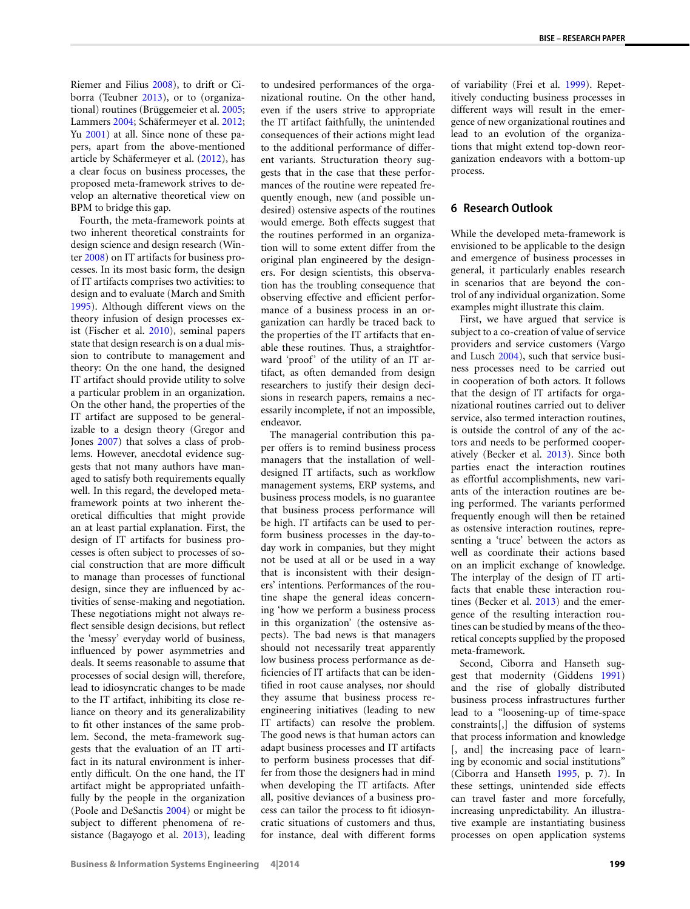Riemer and Filius 2008), to drift or Ciborra (Teubner 2013), or to (organizational) routines (Brüggemeier et al. 2005; Lammers 2004; Schäfermeyer et al. 2012; Yu 2001) at all. Since none of these papers, apart from the above-mentioned article by Schäfermeyer et al. (2012), has a clear focus on business processes, the proposed meta-framework strives to develop an alternative theoretical view on BPM to bridge this gap.

Fourth, the meta-framework points at two inherent theoretical constraints for design science and design research (Winter 2008) on IT artifacts for business processes. In its most basic form, the design of IT artifacts comprises two activities: to design and to evaluate (March and Smith 1995). Although different views on the theory infusion of design processes exist (Fischer et al. 2010), seminal papers state that design research is on a dual mission to contribute to management and theory: On the one hand, the designed IT artifact should provide utility to solve a particular problem in an organization. On the other hand, the properties of the IT artifact are supposed to be generalizable to a design theory (Gregor and Jones 2007) that solves a class of problems. However, anecdotal evidence suggests that not many authors have managed to satisfy both requirements equally well. In this regard, the developed meta-framework points at two inherent theoretical difficulties that might provide an at least partial explanation. First, the design of IT artifacts for business processes is often subject to processes of social construction that are more difficult to manage than processes of functional design, since they are influenced by activities of sense-making and negotiation. These negotiations might not always reflect sensible design decisions, but reflect the 'messy' everyday world of business, influenced by power asymmetries and deals. It seems reasonable to assume that processes of social design will, therefore, lead to idiosyncratic changes to be made to the IT artifact, inhibiting its close reliance on theory and its generalizability to fit other instances of the same problem. Second, the meta-framework suggests that the evaluation of an IT artifact in its natural environment is inherently difficult. On the one hand, the IT artifact might be appropriated unfaithfully by the people in the organization (Poole and DeSanctis 2004) or might be subject to different phenomena of resistance (Bagayogo et al. 2013), leading to undesired performances of the organizational routine. On the other hand, even if the users strive to appropriate the IT artifact faithfully, the unintended consequences of their actions might lead to the additional performance of different variants. Structuration theory suggests that in the case that these performances of the routine were repeated frequently enough, new (and possible undesired) ostensive aspects of the routines would emerge. Both effects suggest that the routines performed in an organization will to some extent differ from the original plan engineered by the designers. For design scientists, this observation has the troubling consequence that observing effective and efficient performance of a business process in an organization can hardly be traced back to the properties of the IT artifacts that enable these routines. Thus, a straightforward 'proof' of the utility of an IT artifact, as often demanded from design researchers to justify their design decisions in research papers, remains a necessarily incomplete, if not an impossible, endeavor.

The managerial contribution this paper offers is to remind business process managers that the installation of well-designed IT artifacts, such as workflow management systems, ERP systems, and business process models, is no guarantee that business process performance will be high. IT artifacts can be used to perform business processes in the day-to-day work in companies, but they might not be used at all or be used in a way that is inconsistent with their designers' intentions. Performances of the routine shape the general ideas concerning 'how we perform a business process in this organization' (the ostensive aspects). The bad news is that managers should not necessarily treat apparently low business process performance as deficiencies of IT artifacts that can be identified in root cause analyses, nor should they assume that business process reengineering initiatives (leading to new IT artifacts) can resolve the problem. The good news is that human actors can adapt business processes and IT artifacts to perform business processes that differ from those the designers had in mind when developing the IT artifacts. After all, positive deviances of a business process can tailor the process to fit idiosyncratic situations of customers and thus, for instance, deal with different forms of variability (Frei et al. 1999). Repetitively conducting business processes in different ways will result in the emergence of new organizational routines and lead to an evolution of the organizations that might extend top-down reorganization endeavors with a bottom-up process.

## 6 Research Outlook

While the developed meta-framework is envisioned to be applicable to the design and emergence of business processes in general, it particularly enables research in scenarios that are beyond the control of any individual organization. Some examples might illustrate this claim.

First, we have argued that service is subject to a co-creation of value of service providers and service customers (Vargo and Lusch 2004), such that service business processes need to be carried out in cooperation of both actors. It follows that the design of IT artifacts for organizational routines carried out to deliver service, also termed interaction routines, is outside the control of any of the actors and needs to be performed cooperatively (Becker et al. 2013). Since both parties enact the interaction routines as effortful accomplishments, new variants of the interaction routines are being performed. The variants performed frequently enough will then be retained as ostensive interaction routines, representing a 'truce' between the actors as well as coordinate their actions based on an implicit exchange of knowledge. The interplay of the design of IT artifacts that enable these interaction routines (Becker et al. 2013) and the emergence of the resulting interaction routines can be studied by means of the theoretical concepts supplied by the proposed meta-framework.

Second, Ciborra and Hanseth suggest that modernity (Giddens 1991) and the rise of globally distributed business process infrastructures further lead to a "loosening-up of time-space constraints[,] the diffusion of systems that process information and knowledge [, and] the increasing pace of learning by economic and social institutions" (Ciborra and Hanseth 1995, p. 7). In these settings, unintended side effects can travel faster and more forcefully, increasing unpredictability. An illustrative example are instantiating business processes on open application systems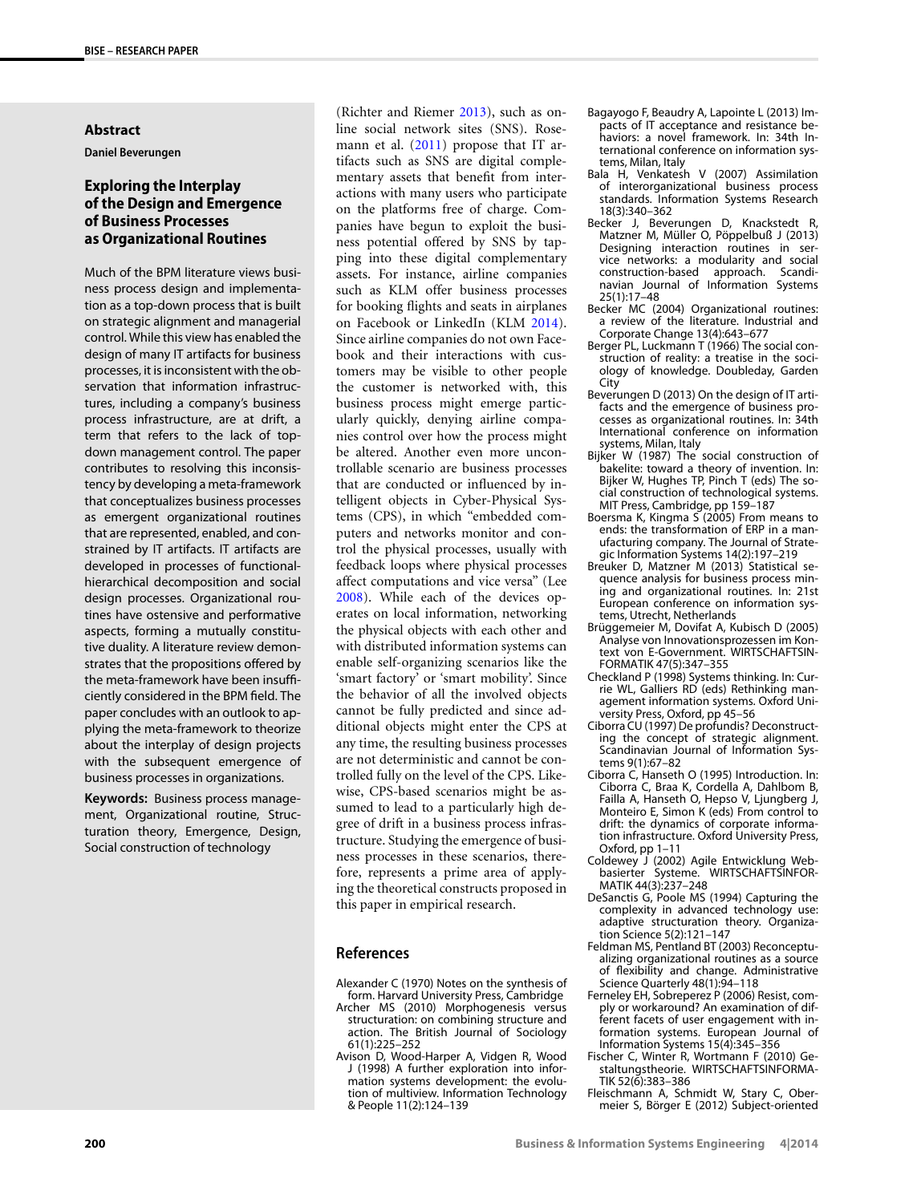## Abstract

**Daniel Beverungen**

### Exploring the Interplay of the Design and Emergence of Business Processes as Organizational Routines

Much of the BPM literature views business process design and implementation as a top-down process that is built on strategic alignment and managerial control. While this view has enabled the design of many IT artifacts for business processes, it is inconsistent with the observation that information infrastructures, including a company's business process infrastructure, are at drift, a term that refers to the lack of top-down management control. The paper contributes to resolving this inconsistency by developing a meta-framework that conceptualizes business processes as emergent organizational routines that are represented, enabled, and constrained by IT artifacts. IT artifacts are developed in processes of functional-hierarchical decomposition and social design processes. Organizational routines have ostensive and performative aspects, forming a mutually constitutive duality. A literature review demonstrates that the propositions offered by the meta-framework have been insufficiently considered in the BPM field. The paper concludes with an outlook to applying the meta-framework to theorize about the interplay of design projects with the subsequent emergence of business processes in organizations.

**Keywords:** Business process management, Organizational routine, Structuration theory, Emergence, Design, Social construction of technology

(Richter and Riemer 2013), such as online social network sites (SNS). Rosemann et al. (2011) propose that IT artifacts such as SNS are digital complementary assets that benefit from interactions with many users who participate on the platforms free of charge. Companies have begun to exploit the business potential offered by SNS by tapping into these digital complementary assets. For instance, airline companies such as KLM offer business processes for booking flights and seats in airplanes on Facebook or LinkedIn (KLM 2014). Since airline companies do not own Facebook and their interactions with customers may be visible to other people the customer is networked with, this business process might emerge particularly quickly, denying airline companies control over how the process might be altered. Another even more uncontrollable scenario are business processes that are conducted or influenced by intelligent objects in Cyber-Physical Systems (CPS), in which "embedded computers and networks monitor and control the physical processes, usually with feedback loops where physical processes affect computations and vice versa" (Lee 2008). While each of the devices operates on local information, networking the physical objects with each other and with distributed information systems can enable self-organizing scenarios like the 'smart factory' or 'smart mobility'. Since the behavior of all the involved objects cannot be fully predicted and since additional objects might enter the CPS at any time, the resulting business processes are not deterministic and cannot be controlled fully on the level of the CPS. Likewise, CPS-based scenarios might be assumed to lead to a particularly high degree of drift in a business process infrastructure. Studying the emergence of business processes in these scenarios, therefore, represents a prime area of applying the theoretical constructs proposed in this paper in empirical research.

## References

Alexander C (1970) Notes on the synthesis of form. Harvard University Press, Cambridge

Archer MS (2010) Morphogenesis versus structuration: on combining structure and action. The British Journal of Sociology 61(1):225–252

Avison D, Wood-Harper A, Vidgen R, Wood J (1998) A further exploration into information systems development: the evolution of multiview. Information Technology & People 11(2):124–139

Bagayogo F, Beaudry A, Lapointe L (2013) Impacts of IT acceptance and resistance behaviors: a novel framework. In: 34th International conference on information systems, Milan, Italy

Bala H, Venkatesh V (2007) Assimilation of interorganizational business process standards. Information Systems Research 18(3):340–362

Becker J, Beverungen D, Knackstedt R, Matzner M, Müller O, Pöppelbuß J (2013) Designing interaction routines in service networks: a modularity and social construction-based approach. Scandinavian Journal of Information Systems 25(1):17–48

Becker MC (2004) Organizational routines: a review of the literature. Industrial and Corporate Change 13(4):643–677

Berger PL, Luckmann T (1966) The social construction of reality: a treatise in the sociology of knowledge. Doubleday, Garden City

Beverungen D (2013) On the design of IT artifacts and the emergence of business processes as organizational routines. In: 34th International conference on information systems, Milan, Italy

Bijker W (1987) The social construction of bakelite: toward a theory of invention. In: Bijker W, Hughes TP, Pinch T (eds) The social construction of technological systems. MIT Press, Cambridge, pp 159–187

Boersma K, Kingma S (2005) From means to ends: the transformation of ERP in a manufacturing company. The Journal of Strategic Information Systems 14(2):197–219

Breuker D, Matzner M (2013) Statistical sequence analysis for business process mining and organizational routines. In: 21st European conference on information systems, Utrecht, Netherlands

Brüggemeier M, Dovifat A, Kubisch D (2005) Analyse von Innovationsprozessen im Kontext von E-Government. WIRTSCHAFTSINFORMATIK 47(5):347–355

Checkland P (1998) Systems thinking. In: Currie WL, Galliers RD (eds) Rethinking management information systems. Oxford University Press, Oxford, pp 45–56

Ciborra CU (1997) De profundis? Deconstructing the concept of strategic alignment. Scandinavian Journal of Information Systems 9(1):67–82

Ciborra C, Hanseth O (1995) Introduction. In: Ciborra C, Braa K, Cordella A, Dahlbom B, Failla A, Hanseth O, Hepso V, Ljungberg J, Monteiro E, Simon K (eds) From control to drift: the dynamics of corporate information infrastructure. Oxford University Press, Oxford, pp 1–11

Coldewey J (2002) Agile Entwicklung Web-basierter Systeme. WIRTSCHAFTSINFORMATIK 44(3):237–248

DeSanctis G, Poole MS (1994) Capturing the complexity in advanced technology use: adaptive structuration theory. Organization Science 5(2):121–147

Feldman MS, Pentland BT (2003) Reconceptualizing organizational routines as a source of flexibility and change. Administrative Science Quarterly 48(1):94–118

Ferneley EH, Sobreperez P (2006) Resist, comply or workaround? An examination of different facets of user engagement with information systems. European Journal of Information Systems 15(4):345–356

Fischer C, Winter R, Wortmann F (2010) Gestaltungstheorie. WIRTSCHAFTSINFORMATIK 52(6):383–386

Fleischmann A, Schmidt W, Stary C, Obermeier S, Börger E (2012) Subject-oriented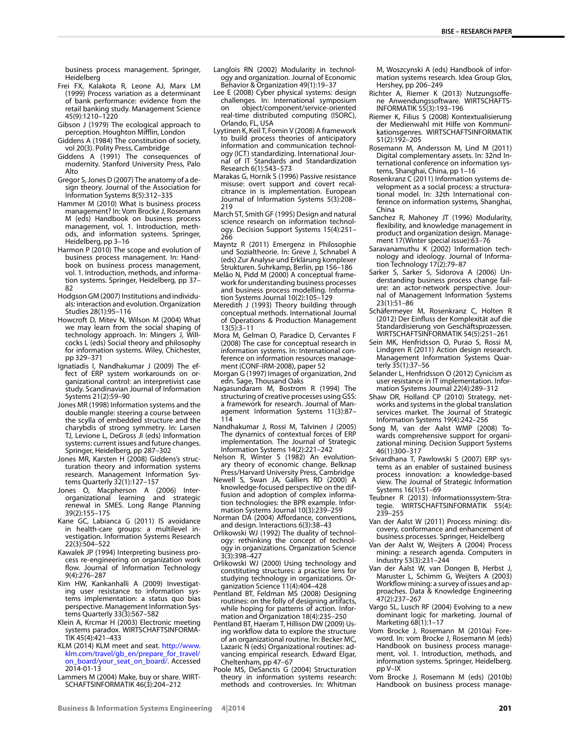business process management. Springer, Heidelberg

Frei FX, Kalakota R, Leone AJ, Marx LM (1999) Process variation as a determinant of bank performance: evidence from the retail banking study. Management Science 45(9):1210–1220

Gibson J (1979) The ecological approach to perception. Houghton Mifflin, London

Giddens A (1984) The constitution of society, vol 20(3). Polity Press, Cambridge

Giddens A (1991) The consequences of modernity. Stanford University Press, Palo Alto

Gregor S, Jones D (2007) The anatomy of a design theory. Journal of the Association for Information Systems 8(5):312–335

Hammer M (2010) What is business process management? In: Vom Brocke J, Rosemann M (eds) Handbook on business process management, vol. 1. Introduction, methods, and information systems. Springer, Heidelberg, pp 3–16

Harmon P (2010) The scope and evolution of business process management. In: Handbook on business process management, vol. 1. Introduction, methods, and information systems. Springer, Heidelberg, pp 37–82

Hodgson GM (2007) Institutions and individuals: interaction and evolution. Organization Studies 28(1):95–116

Howcroft D, Mitev N, Wilson M (2004) What we may learn from the social shaping of technology approach. In: Mingers J, Willcocks L (eds) Social theory and philosophy for information systems. Wiley, Chichester, pp 329–371

Ignatiadis I, Nandhakumar J (2009) The effect of ERP system workarounds on organizational control: an interpretivist case study. Scandinavian Journal of Information Systems 21(2):59–90

Jones MR (1998) Information systems and the double mangle: steering a course between the scylla of embedded structure and the charybdis of strong symmetry. In: Larsen TJ, Levione L, DeGross JI (eds) Information systems: current issues and future changes. Springer, Heidelberg, pp 287–302

Jones MR, Karsten H (2008) Giddens's structuration theory and information systems research. Management Information Systems Quarterly 32(1):127–157

Jones O, Macpherson A (2006) Inter-organizational learning and strategic renewal in SMES. Long Range Planning 39(2):155–175

Kane GC, Labianca G (2011) IS avoidance in health-care groups: a multilevel investigation. Information Systems Research 22(3):504–522

Kawalek JP (1994) Interpreting business process re-engineering on organization work flow. Journal of Information Technology 9(4):276–287

Kim HW, Kankanhalli A (2009) Investigating user resistance to information systems implementation: a status quo bias perspective. Management Information Systems Quarterly 33(3):567–582

Klein A, Krcmar H (2003) Electronic meeting systems paradox. WIRTSCHAFTSINFORMATIK 45(4):421–433

KLM (2014) KLM meet and seat. http://www.klm.com/travel/gb_en/prepare_for_travel/on_board/your_seat_on_board/. Accessed 2014-01-13

Lammers M (2004) Make, buy or share. WIRTSCHAFTSINFORMATIK 46(3):204–212

Langlois RN (2002) Modularity in technology and organization. Journal of Economic Behavior & Organization 49(1):19–37

Lee E (2008) Cyber physical systems: design challenges. In: International symposium on object/component/service-oriented real-time distributed computing (ISORC), Orlando, FL, USA

Lyytinen K, Keil T, Fomin V (2008) A framework to build process theories of anticipatory information and communication technology (ICT) standardizing. International Journal of IT Standards and Standardization Research 6(1):543–573

Marakas G, Hornik S (1996) Passive resistance misuse: overt support and covert recalcitrance in is implementation. European Journal of Information Systems 5(3):208–219

March ST, Smith GF (1995) Design and natural science research on information technology. Decision Support Systems 15(4):251–266

Mayntz R (2011) Emergenz in Philosophie und Sozialtheorie. In: Greve J, Schnabel A (eds) Zur Analyse und Erklärung komplexer Strukturen. Suhrkamp, Berlin, pp 156–186

Melão N, Pidd M (2000) A conceptual framework for understanding business processes and business process modelling. Information Systems Journal 10(2):105–129

Meredith J (1993) Theory building through conceptual methods. International Journal of Operations & Production Management 13(5):3–11

Mora M, Gelman O, Paradice D, Cervantes F (2008) The case for conceptual research in information systems. In: International conference on information resources management (CONF-IRM-2008), paper 52

Morgan G (1997) Images of organization, 2nd edn. Sage, Thousand Oaks

Nagasundaram M, Bostrom R (1994) The structuring of creative processes using GSS: a framework for research. Journal of Management Information Systems 11(3):87–114

Nandhakumar J, Rossi M, Talvinen J (2005) The dynamics of contextual forces of ERP implementation. The Journal of Strategic Information Systems 14(2):221–242

Nelson R, Winter S (1982) An evolutionary theory of economic change. Belknap Press/Harvard University Press, Cambridge

Newell S, Swan JA, Galliers RD (2000) A knowledge-focused perspective on the diffusion and adoption of complex information technologies: the BPR example. Information Systems Journal 10(3):239–259

Norman DA (2004) Affordance, conventions, and design. Interactions 6(3):38–43

Orlikowski WJ (1992) The duality of technology: rethinking the concept of technology in organizations. Organization Science 3(3):398–427

Orlikowski WJ (2000) Using technology and constituting structures: a practice lens for studying technology in organizations. Organization Science 11(4):404–428

Pentland BT, Feldman MS (2008) Designing routines: on the folly of designing artifacts, while hoping for patterns of action. Information and Organization 18(4):235–250

Pentland BT, Haeram T, Hillison DW (2009) Using workflow data to explore the structure of an organizational routine. In: Becker MC, Lazaric N (eds) Organizational routines: advancing empirical research. Edward Elgar, Cheltenham, pp 47–67

Poole MS, DeSanctis G (2004) Structuration theory in information systems research: methods and controversies. In: Whitman M, Woszczynski A (eds) Handbook of information systems research. Idea Group Glos, Hershey, pp 206–249

Richter A, Riemer K (2013) Nutzungsoffene Anwendungssoftware. WIRTSCHAFTSINFORMATIK 55(3):193–196

Riemer K, Filius S (2008) Kontextualisierung der Medienwahl mit Hilfe von Kommunikationsgenres. WIRTSCHAFTSINFORMATIK 51(2):192–205

Rosemann M, Andersson M, Lind M (2011) Digital complementary assets. In: 32nd International conference on information systems, Shanghai, China, pp 1–16

Rosenkranz C (2011) Information systems development as a social process: a structurational model. In: 32th International conference on information systems, Shanghai, China

Sanchez R, Mahoney JT (1996) Modularity, flexibility, and knowledge management in product and organization design. Management 17(Winter special issue):63–76

Saravanamuthu K (2002) Information technology and ideology. Journal of Information Technology 17(2):79–87

Sarker S, Sarker S, Sidorova A (2006) Understanding business process change failure: an actor-network perspective. Journal of Management Information Systems 23(1):51–86

Schäfermeyer M, Rosenkranz C, Holten R (2012) Der Einfluss der Komplexität auf die Standardisierung von Geschäftsprozessen. WIRTSCHAFTSINFORMATIK 54(5):251–261

Sein MK, Henfridsson O, Purao S, Rossi M, Lindgren R (2011) Action design research. Management Information Systems Quarterly 35(1):37–56

Selander L, Henfridsson O (2012) Cynicism as user resistance in IT implementation. Information Systems Journal 22(4):289–312

Shaw DR, Holland CP (2010) Strategy, networks and systems in the global translation services market. The Journal of Strategic Information Systems 19(4):242–256

Song M, van der Aalst WMP (2008) Towards comprehensive support for organizational mining. Decision Support Systems 46(1):300–317

Srivardhana T, Pawlowski S (2007) ERP systems as an enabler of sustained business process innovation: a knowledge-based view. The Journal of Strategic Information Systems 16(1):51–69

Teubner R (2013) Informationssystem-Strategie. WIRTSCHAFTSINFORMATIK 55(4):239–255

Van der Aalst W (2011) Process mining: discovery, conformance and enhancement of business processes. Springer, Heidelberg

Van der Aalst W, Weijters A (2004) Process mining: a research agenda. Computers in Industry 53(3):231–244

Van der Aalst W, van Dongen B, Herbst J, Maruster L, Schimm G, Weijters A (2003) Workflow mining: a survey of issues and approaches. Data & Knowledge Engineering 47(2):237–267

Vargo SL, Lusch RF (2004) Evolving to a new dominant logic for marketing. Journal of Marketing 68(1):1–17

Vom Brocke J, Rosemann M (2010a) Foreword. In: vom Brocke J, Rosemann M (eds) Handbook on business process management, vol. 1. Introduction, methods, and information systems. Springer, Heidelberg. pp V–IX

Vom Brocke J, Rosemann M (eds) (2010b) Handbook on business process manage-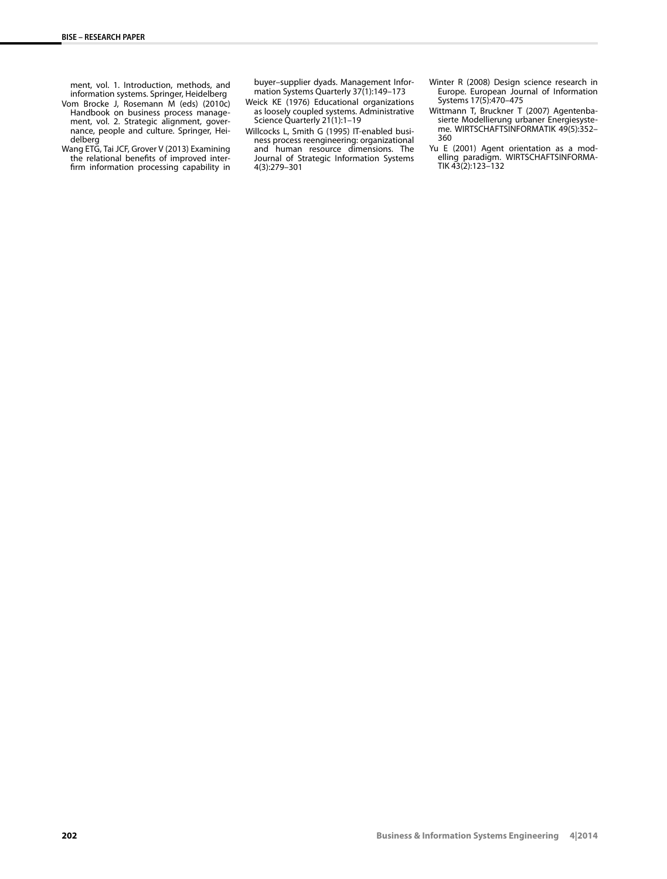ment, vol. 1. Introduction, methods, and information systems. Springer, Heidelberg

Vom Brocke J, Rosemann M (eds) (2010c) Handbook on business process management, vol. 2. Strategic alignment, governance, people and culture. Springer, Heidelberg

Wang ETG, Tai JCF, Grover V (2013) Examining the relational benefits of improved interfirm information processing capability in buyer–supplier dyads. Management Information Systems Quarterly 37(1):149–173

Weick KE (1976) Educational organizations as loosely coupled systems. Administrative Science Quarterly 21(1):1–19

Willcocks L, Smith G (1995) IT-enabled business process reengineering: organizational and human resource dimensions. The Journal of Strategic Information Systems 4(3):279–301

Winter R (2008) Design science research in Europe. European Journal of Information Systems 17(5):470–475

Wittmann T, Bruckner T (2007) Agentenbasierte Modellierung urbaner Energiesysteme. WIRTSCHAFTSINFORMATIK 49(5):352–360

Yu E (2001) Agent orientation as a modelling paradigm. WIRTSCHAFTSINFORMATIK 43(2):123–132